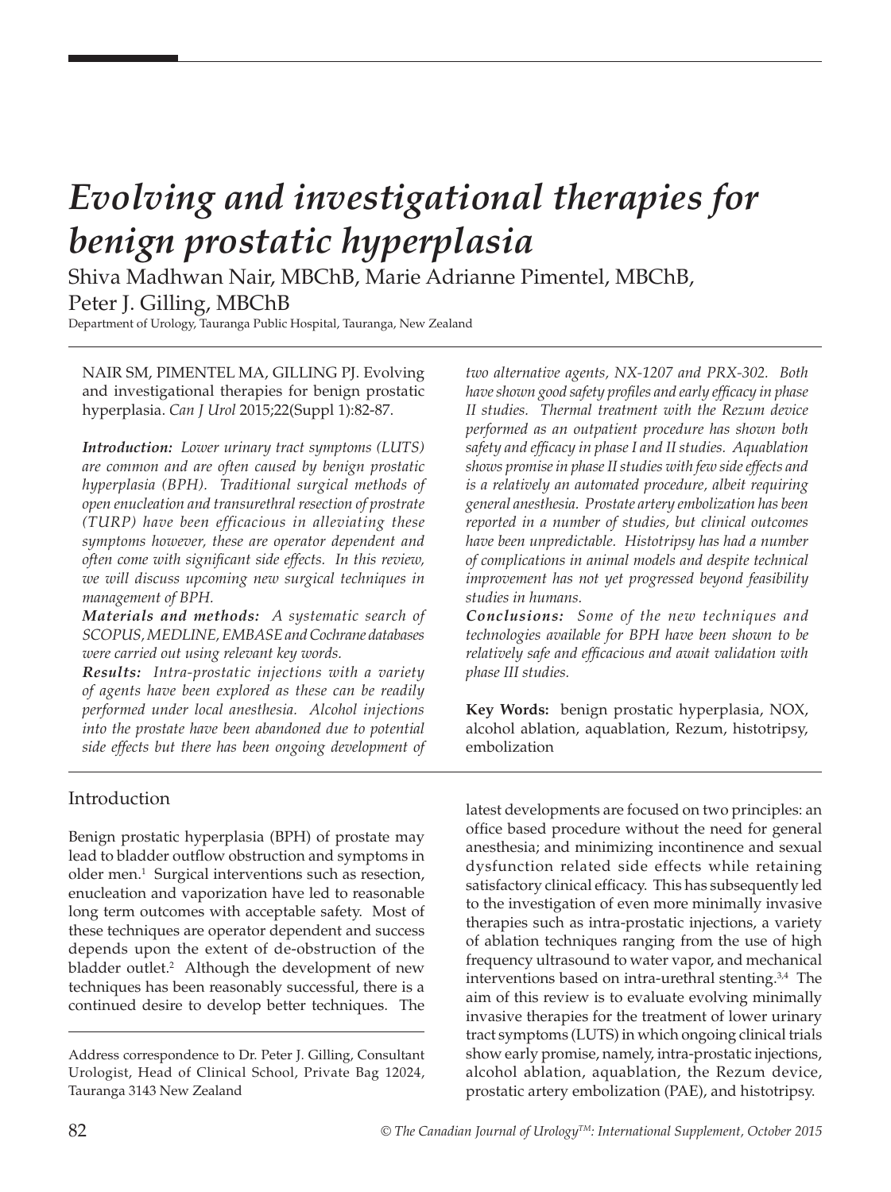# Evolving and investigational therapies for benign prostatic hyperplasia

Shiva Madhwan Nair, MBChB, Marie Adrianne Pimentel, MBChB, Peter J. Gilling, MBChB

Department of Urology, Tauranga Public Hospital, Tauranga, New Zealand

NAIR SM, PIMENTEL MA, GILLING PJ. Evolving and investigational therapies for benign prostatic hyperplasia. *Can J Urol* 2015;22(Suppl 1):82-87.

***Introduction:*** *Lower urinary tract symptoms (LUTS) are common and are often caused by benign prostatic hyperplasia (BPH). Traditional surgical methods of open enucleation and transurethral resection of prostrate (TURP) have been efficacious in alleviating these symptoms however, these are operator dependent and often come with significant side effects. In this review, we will discuss upcoming new surgical techniques in management of BPH.*

***Materials and methods:*** *A systematic search of SCOPUS, MEDLINE, EMBASE and Cochrane databases were carried out using relevant key words.*

***Results:*** *Intra-prostatic injections with a variety of agents have been explored as these can be readily performed under local anesthesia. Alcohol injections into the prostate have been abandoned due to potential side effects but there has been ongoing development of two alternative agents, NX-1207 and PRX-302. Both have shown good safety profiles and early efficacy in phase II studies. Thermal treatment with the Rezum device performed as an outpatient procedure has shown both safety and efficacy in phase I and II studies. Aquablation shows promise in phase II studies with few side effects and is a relatively an automated procedure, albeit requiring general anesthesia. Prostate artery embolization has been reported in a number of studies, but clinical outcomes have been unpredictable. Histotripsy has had a number of complications in animal models and despite technical improvement has not yet progressed beyond feasibility studies in humans.*

***Conclusions:*** *Some of the new techniques and technologies available for BPH have been shown to be relatively safe and efficacious and await validation with phase III studies.*

**Key Words:** benign prostatic hyperplasia, NOX, alcohol ablation, aquablation, Rezum, histotripsy, embolization

## Introduction

Benign prostatic hyperplasia (BPH) of prostate may lead to bladder outflow obstruction and symptoms in older men.[1] Surgical interventions such as resection, enucleation and vaporization have led to reasonable long term outcomes with acceptable safety. Most of these techniques are operator dependent and success depends upon the extent of de-obstruction of the bladder outlet.[2] Although the development of new techniques has been reasonably successful, there is a continued desire to develop better techniques. The latest developments are focused on two principles: an office based procedure without the need for general anesthesia; and minimizing incontinence and sexual dysfunction related side effects while retaining satisfactory clinical efficacy. This has subsequently led to the investigation of even more minimally invasive therapies such as intra-prostatic injections, a variety of ablation techniques ranging from the use of high frequency ultrasound to water vapor, and mechanical interventions based on intra-urethral stenting.[3,4] The aim of this review is to evaluate evolving minimally invasive therapies for the treatment of lower urinary tract symptoms (LUTS) in which ongoing clinical trials show early promise, namely, intra-prostatic injections, alcohol ablation, aquablation, the Rezum device, prostatic artery embolization (PAE), and histotripsy.

Address correspondence to Dr. Peter J. Gilling, Consultant Urologist, Head of Clinical School, Private Bag 12024, Tauranga 3143 New Zealand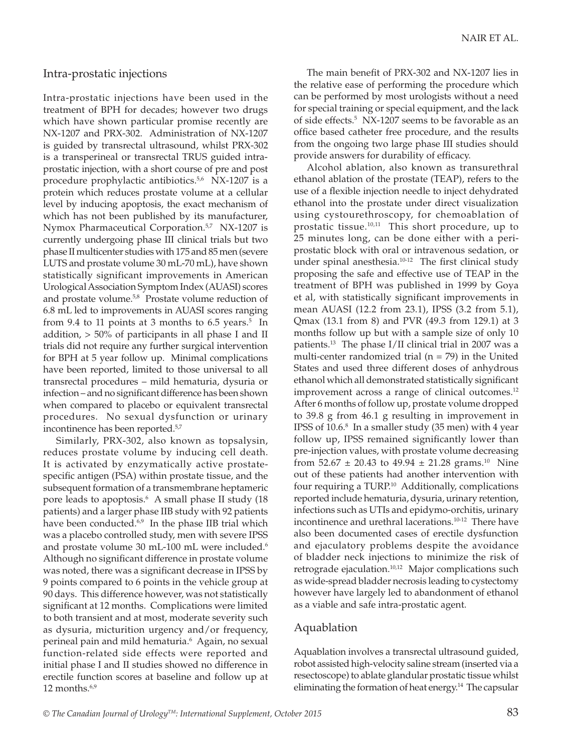## Intra-prostatic injections

Intra-prostatic injections have been used in the treatment of BPH for decades; however two drugs which have shown particular promise recently are NX-1207 and PRX-302. Administration of NX-1207 is guided by transrectal ultrasound, whilst PRX-302 is a transperineal or transrectal TRUS guided intra-prostatic injection, with a short course of pre and post procedure prophylactic antibiotics.[5,6] NX-1207 is a protein which reduces prostate volume at a cellular level by inducing apoptosis, the exact mechanism of which has not been published by its manufacturer, Nymox Pharmaceutical Corporation.[5,7] NX-1207 is currently undergoing phase III clinical trials but two phase II multicenter studies with 175 and 85 men (severe LUTS and prostate volume 30 mL-70 mL), have shown statistically significant improvements in American Urological Association Symptom Index (AUASI) scores and prostate volume.[5,8] Prostate volume reduction of 6.8 mL led to improvements in AUASI scores ranging from 9.4 to 11 points at 3 months to 6.5 years.[5] In addition, > 50% of participants in all phase I and II trials did not require any further surgical intervention for BPH at 5 year follow up. Minimal complications have been reported, limited to those universal to all transrectal procedures – mild hematuria, dysuria or infection – and no significant difference has been shown when compared to placebo or equivalent transrectal procedures. No sexual dysfunction or urinary incontinence has been reported.[5,7]

Similarly, PRX-302, also known as topsalysin, reduces prostate volume by inducing cell death. It is activated by enzymatically active prostate-specific antigen (PSA) within prostate tissue, and the subsequent formation of a transmembrane heptameric pore leads to apoptosis.[6] A small phase II study (18 patients) and a larger phase IIB study with 92 patients have been conducted.[6,9] In the phase IIB trial which was a placebo controlled study, men with severe IPSS and prostate volume 30 mL-100 mL were included.[6] Although no significant difference in prostate volume was noted, there was a significant decrease in IPSS by 9 points compared to 6 points in the vehicle group at 90 days. This difference however, was not statistically significant at 12 months. Complications were limited to both transient and at most, moderate severity such as dysuria, micturition urgency and/or frequency, perineal pain and mild hematuria.[6] Again, no sexual function-related side effects were reported and initial phase I and II studies showed no difference in erectile function scores at baseline and follow up at 12 months.[6,9]

The main benefit of PRX-302 and NX-1207 lies in the relative ease of performing the procedure which can be performed by most urologists without a need for special training or special equipment, and the lack of side effects.[5] NX-1207 seems to be favorable as an office based catheter free procedure, and the results from the ongoing two large phase III studies should provide answers for durability of efficacy.

Alcohol ablation, also known as transurethral ethanol ablation of the prostate (TEAP), refers to the use of a flexible injection needle to inject dehydrated ethanol into the prostate under direct visualization using cystourethroscopy, for chemoablation of prostatic tissue.[10,11] This short procedure, up to 25 minutes long, can be done either with a peri-prostatic block with oral or intravenous sedation, or under spinal anesthesia.[10-12] The first clinical study proposing the safe and effective use of TEAP in the treatment of BPH was published in 1999 by Goya et al, with statistically significant improvements in mean AUASI (12.2 from 23.1), IPSS (3.2 from 5.1), Qmax (13.1 from 8) and PVR (49.3 from 129.1) at 3 months follow up but with a sample size of only 10 patients.[13] The phase I/II clinical trial in 2007 was a multi-center randomized trial (n = 79) in the United States and used three different doses of anhydrous ethanol which all demonstrated statistically significant improvement across a range of clinical outcomes.[12] After 6 months of follow up, prostate volume dropped to 39.8 g from 46.1 g resulting in improvement in IPSS of 10.6.[8] In a smaller study (35 men) with 4 year follow up, IPSS remained significantly lower than pre-injection values, with prostate volume decreasing from 52.67 ± 20.43 to 49.94 ± 21.28 grams.[10] Nine out of these patients had another intervention with four requiring a TURP.[10] Additionally, complications reported include hematuria, dysuria, urinary retention, infections such as UTIs and epidymo-orchitis, urinary incontinence and urethral lacerations.[10-12] There have also been documented cases of erectile dysfunction and ejaculatory problems despite the avoidance of bladder neck injections to minimize the risk of retrograde ejaculation.[10,12] Major complications such as wide-spread bladder necrosis leading to cystectomy however have largely led to abandonment of ethanol as a viable and safe intra-prostatic agent.

## Aquablation

Aquablation involves a transrectal ultrasound guided, robot assisted high-velocity saline stream (inserted via a resectoscope) to ablate glandular prostatic tissue whilst eliminating the formation of heat energy.[14] The capsular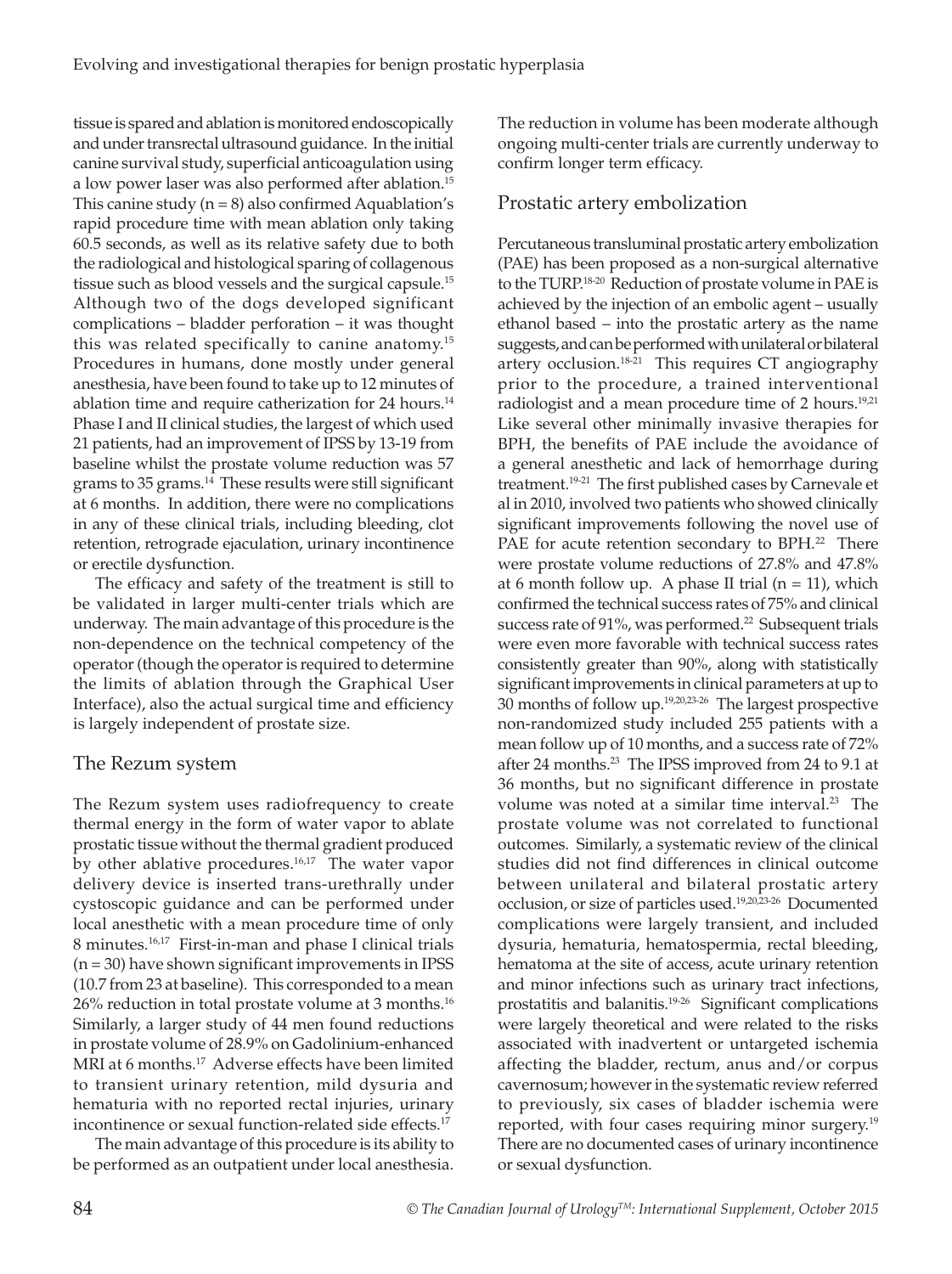tissue is spared and ablation is monitored endoscopically and under transrectal ultrasound guidance. In the initial canine survival study, superficial anticoagulation using a low power laser was also performed after ablation.[15] This canine study (n = 8) also confirmed Aquablation's rapid procedure time with mean ablation only taking 60.5 seconds, as well as its relative safety due to both the radiological and histological sparing of collagenous tissue such as blood vessels and the surgical capsule.[15] Although two of the dogs developed significant complications – bladder perforation – it was thought this was related specifically to canine anatomy.[15] Procedures in humans, done mostly under general anesthesia, have been found to take up to 12 minutes of ablation time and require catherization for 24 hours.[14] Phase I and II clinical studies, the largest of which used 21 patients, had an improvement of IPSS by 13-19 from baseline whilst the prostate volume reduction was 57 grams to 35 grams.[14] These results were still significant at 6 months. In addition, there were no complications in any of these clinical trials, including bleeding, clot retention, retrograde ejaculation, urinary incontinence or erectile dysfunction.

The efficacy and safety of the treatment is still to be validated in larger multi-center trials which are underway. The main advantage of this procedure is the non-dependence on the technical competency of the operator (though the operator is required to determine the limits of ablation through the Graphical User Interface), also the actual surgical time and efficiency is largely independent of prostate size.

## The Rezum system

The Rezum system uses radiofrequency to create thermal energy in the form of water vapor to ablate prostatic tissue without the thermal gradient produced by other ablative procedures.[16,17] The water vapor delivery device is inserted trans-urethrally under cystoscopic guidance and can be performed under local anesthetic with a mean procedure time of only 8 minutes.[16,17] First-in-man and phase I clinical trials (n = 30) have shown significant improvements in IPSS (10.7 from 23 at baseline). This corresponded to a mean 26% reduction in total prostate volume at 3 months.[16] Similarly, a larger study of 44 men found reductions in prostate volume of 28.9% on Gadolinium-enhanced MRI at 6 months.[17] Adverse effects have been limited to transient urinary retention, mild dysuria and hematuria with no reported rectal injuries, urinary incontinence or sexual function-related side effects.[17]

The main advantage of this procedure is its ability to be performed as an outpatient under local anesthesia. The reduction in volume has been moderate although ongoing multi-center trials are currently underway to confirm longer term efficacy.

## Prostatic artery embolization

Percutaneous transluminal prostatic artery embolization (PAE) has been proposed as a non-surgical alternative to the TURP.[18-20] Reduction of prostate volume in PAE is achieved by the injection of an embolic agent – usually ethanol based – into the prostatic artery as the name suggests, and can be performed with unilateral or bilateral artery occlusion.[18-21] This requires CT angiography prior to the procedure, a trained interventional radiologist and a mean procedure time of 2 hours.[19,21] Like several other minimally invasive therapies for BPH, the benefits of PAE include the avoidance of a general anesthetic and lack of hemorrhage during treatment.[19-21] The first published cases by Carnevale et al in 2010, involved two patients who showed clinically significant improvements following the novel use of PAE for acute retention secondary to BPH.[22] There were prostate volume reductions of 27.8% and 47.8% at 6 month follow up. A phase II trial (n = 11), which confirmed the technical success rates of 75% and clinical success rate of 91%, was performed.[22] Subsequent trials were even more favorable with technical success rates consistently greater than 90%, along with statistically significant improvements in clinical parameters at up to 30 months of follow up.[19,20,23-26] The largest prospective non-randomized study included 255 patients with a mean follow up of 10 months, and a success rate of 72% after 24 months.[23] The IPSS improved from 24 to 9.1 at 36 months, but no significant difference in prostate volume was noted at a similar time interval.[23] The prostate volume was not correlated to functional outcomes. Similarly, a systematic review of the clinical studies did not find differences in clinical outcome between unilateral and bilateral prostatic artery occlusion, or size of particles used.[19,20,23-26] Documented complications were largely transient, and included dysuria, hematuria, hematospermia, rectal bleeding, hematoma at the site of access, acute urinary retention and minor infections such as urinary tract infections, prostatitis and balanitis.[19-26] Significant complications were largely theoretical and were related to the risks associated with inadvertent or untargeted ischemia affecting the bladder, rectum, anus and/or corpus cavernosum; however in the systematic review referred to previously, six cases of bladder ischemia were reported, with four cases requiring minor surgery.[19] There are no documented cases of urinary incontinence or sexual dysfunction.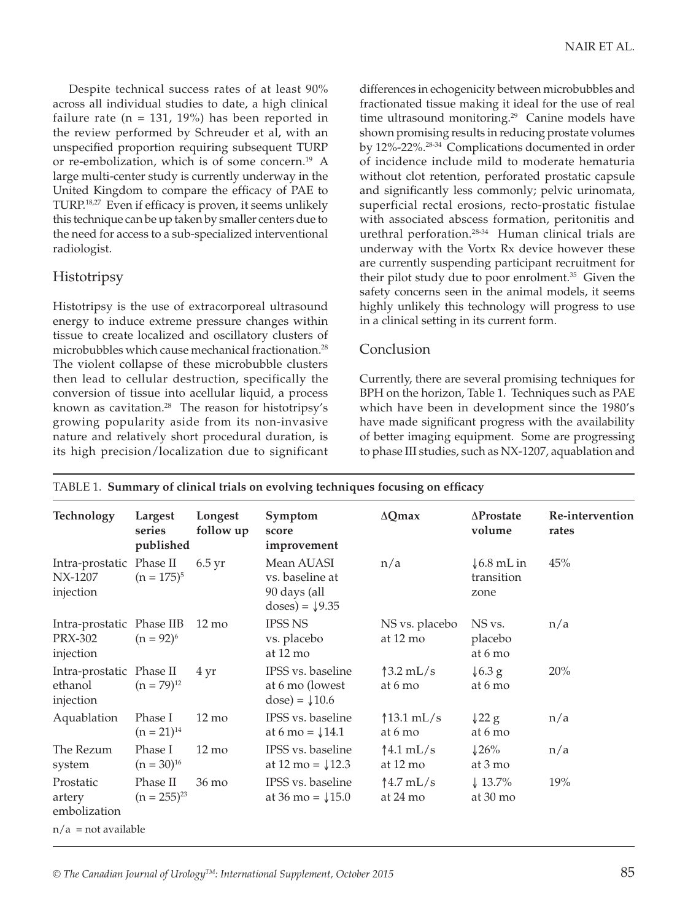Despite technical success rates of at least 90% across all individual studies to date, a high clinical failure rate (n = 131, 19%) has been reported in the review performed by Schreuder et al, with an unspecified proportion requiring subsequent TURP or re-embolization, which is of some concern.[19] A large multi-center study is currently underway in the United Kingdom to compare the efficacy of PAE to TURP.[18,27] Even if efficacy is proven, it seems unlikely this technique can be up taken by smaller centers due to the need for access to a sub-specialized interventional radiologist.

## Histotripsy

Histotripsy is the use of extracorporeal ultrasound energy to induce extreme pressure changes within tissue to create localized and oscillatory clusters of microbubbles which cause mechanical fractionation.[28] The violent collapse of these microbubble clusters then lead to cellular destruction, specifically the conversion of tissue into acellular liquid, a process known as cavitation.[28] The reason for histotripsy's growing popularity aside from its non-invasive nature and relatively short procedural duration, is its high precision/localization due to significant differences in echogenicity between microbubbles and fractionated tissue making it ideal for the use of real time ultrasound monitoring.[29] Canine models have shown promising results in reducing prostate volumes by 12%-22%.[28-34] Complications documented in order of incidence include mild to moderate hematuria without clot retention, perforated prostatic capsule and significantly less commonly; pelvic urinomata, superficial rectal erosions, recto-prostatic fistulae with associated abscess formation, peritonitis and urethral perforation.[28-34] Human clinical trials are underway with the Vortx Rx device however these are currently suspending participant recruitment for their pilot study due to poor enrolment.[35] Given the safety concerns seen in the animal models, it seems highly unlikely this technology will progress to use in a clinical setting in its current form.

## Conclusion

Currently, there are several promising techniques for BPH on the horizon, Table 1. Techniques such as PAE which have been in development since the 1980's have made significant progress with the availability of better imaging equipment. Some are progressing to phase III studies, such as NX-1207, aquablation and

TABLE 1. **Summary of clinical trials on evolving techniques focusing on efficacy**

| Technology | Largest series published | Longest follow up | Symptom score improvement | ΔQmax | ΔProstate volume | Re-intervention rates |
|---|---|---|---|---|---|---|
| Intra-prostatic NX-1207 injection | Phase II (n = 175)[5] | 6.5 yr | Mean AUASI vs. baseline at 90 days (all doses) = ↓9.35 | n/a | ↓6.8 mL in transition zone | 45% |
| Intra-prostatic PRX-302 injection | Phase IIB (n = 92)[6] | 12 mo | IPSS NS vs. placebo at 12 mo | NS vs. placebo at 12 mo | NS vs. placebo at 6 mo | n/a |
| Intra-prostatic ethanol injection | Phase II (n = 79)[12] | 4 yr | IPSS vs. baseline at 6 mo (lowest dose) = ↓10.6 | ↑3.2 mL/s at 6 mo | ↓6.3 g at 6 mo | 20% |
| Aquablation | Phase I (n = 21)[14] | 12 mo | IPSS vs. baseline at 6 mo = ↓14.1 | ↑13.1 mL/s at 6 mo | ↓22 g at 6 mo | n/a |
| The Rezum system | Phase I (n = 30)[16] | 12 mo | IPSS vs. baseline at 12 mo = ↓12.3 | ↑4.1 mL/s at 12 mo | ↓26% at 3 mo | n/a |
| Prostatic artery embolization | Phase II (n = 255)[23] | 36 mo | IPSS vs. baseline at 36 mo = ↓15.0 | ↑4.7 mL/s at 24 mo | ↓ 13.7% at 30 mo | 19% |

n/a = not available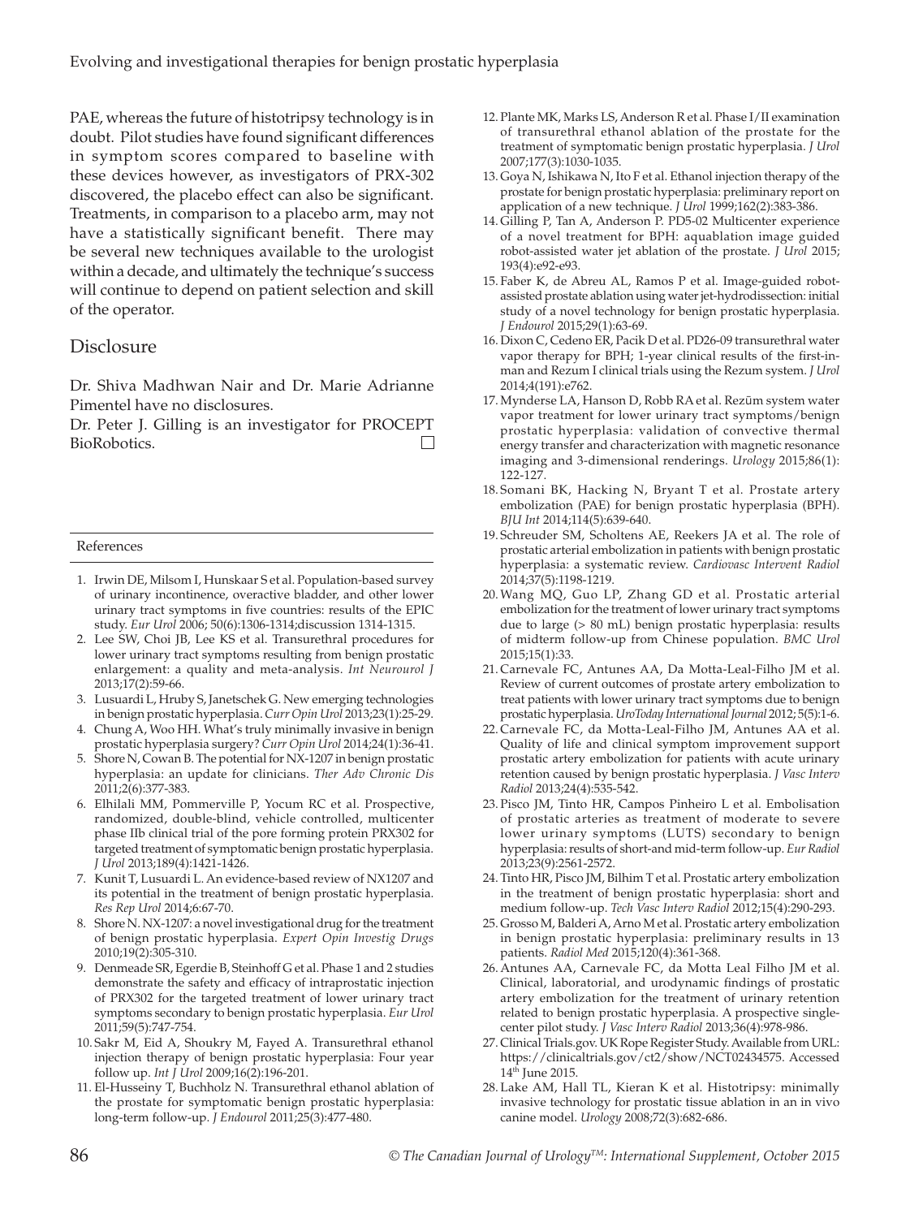PAE, whereas the future of histotripsy technology is in doubt. Pilot studies have found significant differences in symptom scores compared to baseline with these devices however, as investigators of PRX-302 discovered, the placebo effect can also be significant. Treatments, in comparison to a placebo arm, may not have a statistically significant benefit. There may be several new techniques available to the urologist within a decade, and ultimately the technique's success will continue to depend on patient selection and skill of the operator.

## Disclosure

Dr. Shiva Madhwan Nair and Dr. Marie Adrianne Pimentel have no disclosures.
Dr. Peter J. Gilling is an investigator for PROCEPT BioRobotics.

## References

1. Irwin DE, Milsom I, Hunskaar S et al. Population-based survey of urinary incontinence, overactive bladder, and other lower urinary tract symptoms in five countries: results of the EPIC study. *Eur Urol* 2006; 50(6):1306-1314;discussion 1314-1315.
2. Lee SW, Choi JB, Lee KS et al. Transurethral procedures for lower urinary tract symptoms resulting from benign prostatic enlargement: a quality and meta-analysis. *Int Neurourol J* 2013;17(2):59-66.
3. Lusuardi L, Hruby S, Janetschek G. New emerging technologies in benign prostatic hyperplasia. *Curr Opin Urol* 2013;23(1):25-29.
4. Chung A, Woo HH. What's truly minimally invasive in benign prostatic hyperplasia surgery? *Curr Opin Urol* 2014;24(1):36-41.
5. Shore N, Cowan B. The potential for NX-1207 in benign prostatic hyperplasia: an update for clinicians. *Ther Adv Chronic Dis* 2011;2(6):377-383.
6. Elhilali MM, Pommerville P, Yocum RC et al. Prospective, randomized, double-blind, vehicle controlled, multicenter phase IIb clinical trial of the pore forming protein PRX302 for targeted treatment of symptomatic benign prostatic hyperplasia. *J Urol* 2013;189(4):1421-1426.
7. Kunit T, Lusuardi L. An evidence-based review of NX1207 and its potential in the treatment of benign prostatic hyperplasia. *Res Rep Urol* 2014;6:67-70.
8. Shore N. NX-1207: a novel investigational drug for the treatment of benign prostatic hyperplasia. *Expert Opin Investig Drugs* 2010;19(2):305-310.
9. Denmeade SR, Egerdie B, Steinhoff G et al. Phase 1 and 2 studies demonstrate the safety and efficacy of intraprostatic injection of PRX302 for the targeted treatment of lower urinary tract symptoms secondary to benign prostatic hyperplasia. *Eur Urol* 2011;59(5):747-754.
10. Sakr M, Eid A, Shoukry M, Fayed A. Transurethral ethanol injection therapy of benign prostatic hyperplasia: Four year follow up. *Int J Urol* 2009;16(2):196-201.
11. El-Husseiny T, Buchholz N. Transurethral ethanol ablation of the prostate for symptomatic benign prostatic hyperplasia: long-term follow-up. *J Endourol* 2011;25(3):477-480.
12. Plante MK, Marks LS, Anderson R et al. Phase I/II examination of transurethral ethanol ablation of the prostate for the treatment of symptomatic benign prostatic hyperplasia. *J Urol* 2007;177(3):1030-1035.
13. Goya N, Ishikawa N, Ito F et al. Ethanol injection therapy of the prostate for benign prostatic hyperplasia: preliminary report on application of a new technique. *J Urol* 1999;162(2):383-386.
14. Gilling P, Tan A, Anderson P. PD5-02 Multicenter experience of a novel treatment for BPH: aquablation image guided robot-assisted water jet ablation of the prostate. *J Urol* 2015; 193(4):e92-e93.
15. Faber K, de Abreu AL, Ramos P et al. Image-guided robot-assisted prostate ablation using water jet-hydrodissection: initial study of a novel technology for benign prostatic hyperplasia. *J Endourol* 2015;29(1):63-69.
16. Dixon C, Cedeno ER, Pacik D et al. PD26-09 transurethral water vapor therapy for BPH; 1-year clinical results of the first-in-man and Rezum I clinical trials using the Rezum system. *J Urol* 2014;4(191):e762.
17. Mynderse LA, Hanson D, Robb RA et al. Rezūm system water vapor treatment for lower urinary tract symptoms/benign prostatic hyperplasia: validation of convective thermal energy transfer and characterization with magnetic resonance imaging and 3-dimensional renderings. *Urology* 2015;86(1): 122-127.
18. Somani BK, Hacking N, Bryant T et al. Prostate artery embolization (PAE) for benign prostatic hyperplasia (BPH). *BJU Int* 2014;114(5):639-640.
19. Schreuder SM, Scholtens AE, Reekers JA et al. The role of prostatic arterial embolization in patients with benign prostatic hyperplasia: a systematic review. *Cardiovasc Intervent Radiol* 2014;37(5):1198-1219.
20. Wang MQ, Guo LP, Zhang GD et al. Prostatic arterial embolization for the treatment of lower urinary tract symptoms due to large (> 80 mL) benign prostatic hyperplasia: results of midterm follow-up from Chinese population. *BMC Urol* 2015;15(1):33.
21. Carnevale FC, Antunes AA, Da Motta-Leal-Filho JM et al. Review of current outcomes of prostate artery embolization to treat patients with lower urinary tract symptoms due to benign prostatic hyperplasia. *UroToday International Journal* 2012; 5(5):1-6.
22. Carnevale FC, da Motta-Leal-Filho JM, Antunes AA et al. Quality of life and clinical symptom improvement support prostatic artery embolization for patients with acute urinary retention caused by benign prostatic hyperplasia. *J Vasc Interv Radiol* 2013;24(4):535-542.
23. Pisco JM, Tinto HR, Campos Pinheiro L et al. Embolisation of prostatic arteries as treatment of moderate to severe lower urinary symptoms (LUTS) secondary to benign hyperplasia: results of short-and mid-term follow-up. *Eur Radiol* 2013;23(9):2561-2572.
24. Tinto HR, Pisco JM, Bilhim T et al. Prostatic artery embolization in the treatment of benign prostatic hyperplasia: short and medium follow-up. *Tech Vasc Interv Radiol* 2012;15(4):290-293.
25. Grosso M, Balderi A, Arno M et al. Prostatic artery embolization in benign prostatic hyperplasia: preliminary results in 13 patients. *Radiol Med* 2015;120(4):361-368.
26. Antunes AA, Carnevale FC, da Motta Leal Filho JM et al. Clinical, laboratorial, and urodynamic findings of prostatic artery embolization for the treatment of urinary retention related to benign prostatic hyperplasia. A prospective single-center pilot study. *J Vasc Interv Radiol* 2013;36(4):978-986.
27. Clinical Trials.gov. UK Rope Register Study. Available from URL: https://clinicaltrials.gov/ct2/show/NCT02434575. Accessed 14th June 2015.
28. Lake AM, Hall TL, Kieran K et al. Histotripsy: minimally invasive technology for prostatic tissue ablation in an in vivo canine model. *Urology* 2008;72(3):682-686.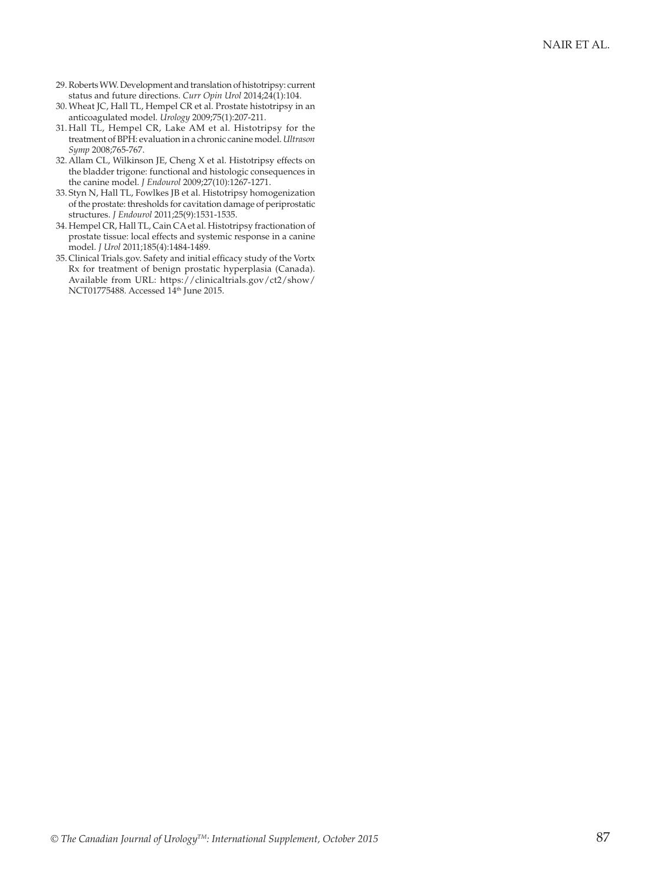29. Roberts WW. Development and translation of histotripsy: current status and future directions. *Curr Opin Urol* 2014;24(1):104.
30. Wheat JC, Hall TL, Hempel CR et al. Prostate histotripsy in an anticoagulated model. *Urology* 2009;75(1):207-211.
31. Hall TL, Hempel CR, Lake AM et al. Histotripsy for the treatment of BPH: evaluation in a chronic canine model. *Ultrason Symp* 2008;765-767.
32. Allam CL, Wilkinson JE, Cheng X et al. Histotripsy effects on the bladder trigone: functional and histologic consequences in the canine model. *J Endourol* 2009;27(10):1267-1271.
33. Styn N, Hall TL, Fowlkes JB et al. Histotripsy homogenization of the prostate: thresholds for cavitation damage of periprostatic structures. *J Endourol* 2011;25(9):1531-1535.
34. Hempel CR, Hall TL, Cain CA et al. Histotripsy fractionation of prostate tissue: local effects and systemic response in a canine model. *J Urol* 2011;185(4):1484-1489.
35. Clinical Trials.gov. Safety and initial efficacy study of the Vortx Rx for treatment of benign prostatic hyperplasia (Canada). Available from URL: https://clinicaltrials.gov/ct2/show/NCT01775488. Accessed 14th June 2015.